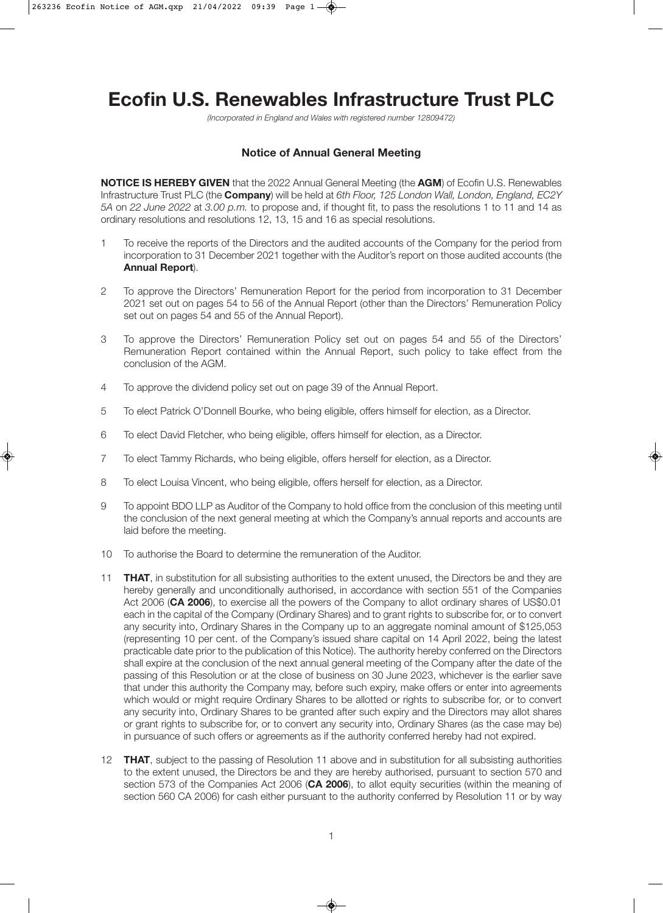# Ecofin U.S. Renewables Infrastructure Trust PLC

*(Incorporated in England and Wales with registered number 12809472)*

## Notice of Annual General Meeting

**NOTICE IS HEREBY GIVEN** that the 2022 Annual General Meeting (the **AGM**) of Ecofin U.S. Renewables Infrastructure Trust PLC (the **Company**) will be held at *6th Floor, 125 London Wall, London, England, EC2Y 5A* on *22 June 2022* at *3.00 p.m.* to propose and, if thought fit, to pass the resolutions 1 to 11 and 14 as ordinary resolutions and resolutions 12, 13, 15 and 16 as special resolutions.

1. To receive the reports of the Directors and the audited accounts of the Company for the period from incorporation to 31 December 2021 together with the Auditor's report on those audited accounts (the **Annual Report**).

2. To approve the Directors' Remuneration Report for the period from incorporation to 31 December 2021 set out on pages 54 to 56 of the Annual Report (other than the Directors' Remuneration Policy set out on pages 54 and 55 of the Annual Report).

3. To approve the Directors' Remuneration Policy set out on pages 54 and 55 of the Directors' Remuneration Report contained within the Annual Report, such policy to take effect from the conclusion of the AGM.

4. To approve the dividend policy set out on page 39 of the Annual Report.

5. To elect Patrick O'Donnell Bourke, who being eligible, offers himself for election, as a Director.

6. To elect David Fletcher, who being eligible, offers himself for election, as a Director.

7. To elect Tammy Richards, who being eligible, offers herself for election, as a Director.

8. To elect Louisa Vincent, who being eligible, offers herself for election, as a Director.

9. To appoint BDO LLP as Auditor of the Company to hold office from the conclusion of this meeting until the conclusion of the next general meeting at which the Company's annual reports and accounts are laid before the meeting.

10. To authorise the Board to determine the remuneration of the Auditor.

11. **THAT**, in substitution for all subsisting authorities to the extent unused, the Directors be and they are hereby generally and unconditionally authorised, in accordance with section 551 of the Companies Act 2006 (**CA 2006**), to exercise all the powers of the Company to allot ordinary shares of US$0.01 each in the capital of the Company (Ordinary Shares) and to grant rights to subscribe for, or to convert any security into, Ordinary Shares in the Company up to an aggregate nominal amount of $125,053 (representing 10 per cent. of the Company's issued share capital on 14 April 2022, being the latest practicable date prior to the publication of this Notice). The authority hereby conferred on the Directors shall expire at the conclusion of the next annual general meeting of the Company after the date of the passing of this Resolution or at the close of business on 30 June 2023, whichever is the earlier save that under this authority the Company may, before such expiry, make offers or enter into agreements which would or might require Ordinary Shares to be allotted or rights to subscribe for, or to convert any security into, Ordinary Shares to be granted after such expiry and the Directors may allot shares or grant rights to subscribe for, or to convert any security into, Ordinary Shares (as the case may be) in pursuance of such offers or agreements as if the authority conferred hereby had not expired.

12. **THAT**, subject to the passing of Resolution 11 above and in substitution for all subsisting authorities to the extent unused, the Directors be and they are hereby authorised, pursuant to section 570 and section 573 of the Companies Act 2006 (**CA 2006**), to allot equity securities (within the meaning of section 560 CA 2006) for cash either pursuant to the authority conferred by Resolution 11 or by way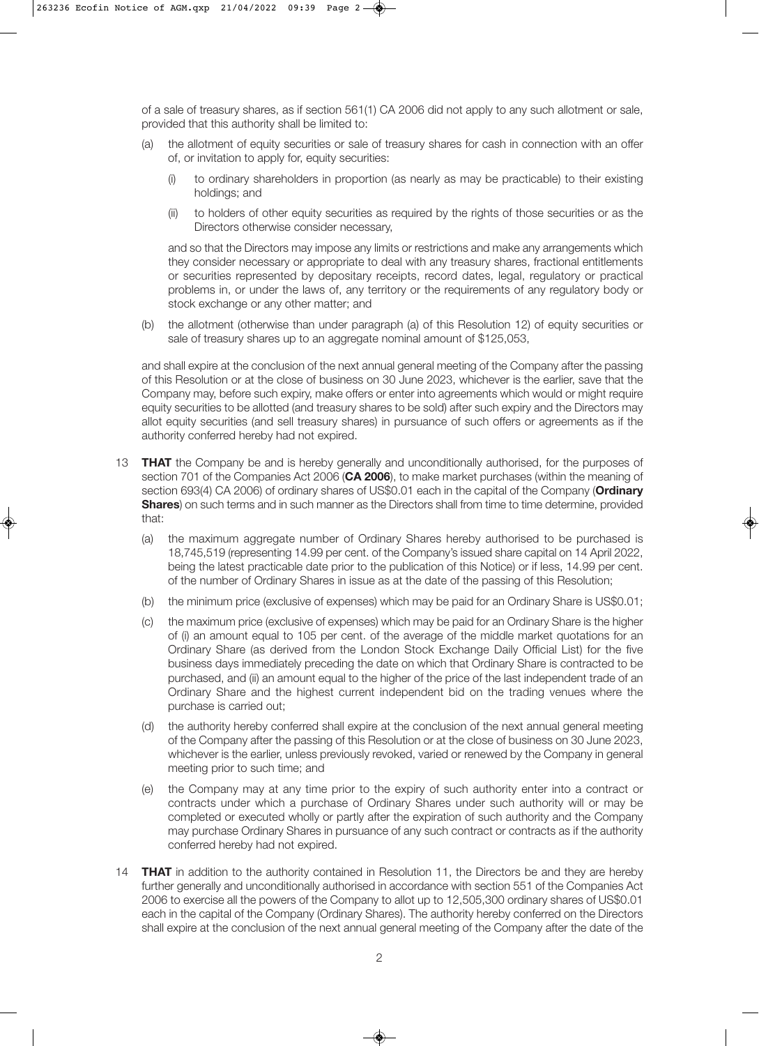of a sale of treasury shares, as if section 561(1) CA 2006 did not apply to any such allotment or sale, provided that this authority shall be limited to:

(a) the allotment of equity securities or sale of treasury shares for cash in connection with an offer of, or invitation to apply for, equity securities:

   (i) to ordinary shareholders in proportion (as nearly as may be practicable) to their existing holdings; and

   (ii) to holders of other equity securities as required by the rights of those securities or as the Directors otherwise consider necessary,

   and so that the Directors may impose any limits or restrictions and make any arrangements which they consider necessary or appropriate to deal with any treasury shares, fractional entitlements or securities represented by depositary receipts, record dates, legal, regulatory or practical problems in, or under the laws of, any territory or the requirements of any regulatory body or stock exchange or any other matter; and

(b) the allotment (otherwise than under paragraph (a) of this Resolution 12) of equity securities or sale of treasury shares up to an aggregate nominal amount of $125,053,

and shall expire at the conclusion of the next annual general meeting of the Company after the passing of this Resolution or at the close of business on 30 June 2023, whichever is the earlier, save that the Company may, before such expiry, make offers or enter into agreements which would or might require equity securities to be allotted (and treasury shares to be sold) after such expiry and the Directors may allot equity securities (and sell treasury shares) in pursuance of such offers or agreements as if the authority conferred hereby had not expired.

13 **THAT** the Company be and is hereby generally and unconditionally authorised, for the purposes of section 701 of the Companies Act 2006 (**CA 2006**), to make market purchases (within the meaning of section 693(4) CA 2006) of ordinary shares of US$0.01 each in the capital of the Company (**Ordinary Shares**) on such terms and in such manner as the Directors shall from time to time determine, provided that:

(a) the maximum aggregate number of Ordinary Shares hereby authorised to be purchased is 18,745,519 (representing 14.99 per cent. of the Company's issued share capital on 14 April 2022, being the latest practicable date prior to the publication of this Notice) or if less, 14.99 per cent. of the number of Ordinary Shares in issue as at the date of the passing of this Resolution;

(b) the minimum price (exclusive of expenses) which may be paid for an Ordinary Share is US$0.01;

(c) the maximum price (exclusive of expenses) which may be paid for an Ordinary Share is the higher of (i) an amount equal to 105 per cent. of the average of the middle market quotations for an Ordinary Share (as derived from the London Stock Exchange Daily Official List) for the five business days immediately preceding the date on which that Ordinary Share is contracted to be purchased, and (ii) an amount equal to the higher of the price of the last independent trade of an Ordinary Share and the highest current independent bid on the trading venues where the purchase is carried out;

(d) the authority hereby conferred shall expire at the conclusion of the next annual general meeting of the Company after the passing of this Resolution or at the close of business on 30 June 2023, whichever is the earlier, unless previously revoked, varied or renewed by the Company in general meeting prior to such time; and

(e) the Company may at any time prior to the expiry of such authority enter into a contract or contracts under which a purchase of Ordinary Shares under such authority will or may be completed or executed wholly or partly after the expiration of such authority and the Company may purchase Ordinary Shares in pursuance of any such contract or contracts as if the authority conferred hereby had not expired.

14 **THAT** in addition to the authority contained in Resolution 11, the Directors be and they are hereby further generally and unconditionally authorised in accordance with section 551 of the Companies Act 2006 to exercise all the powers of the Company to allot up to 12,505,300 ordinary shares of US$0.01 each in the capital of the Company (Ordinary Shares). The authority hereby conferred on the Directors shall expire at the conclusion of the next annual general meeting of the Company after the date of the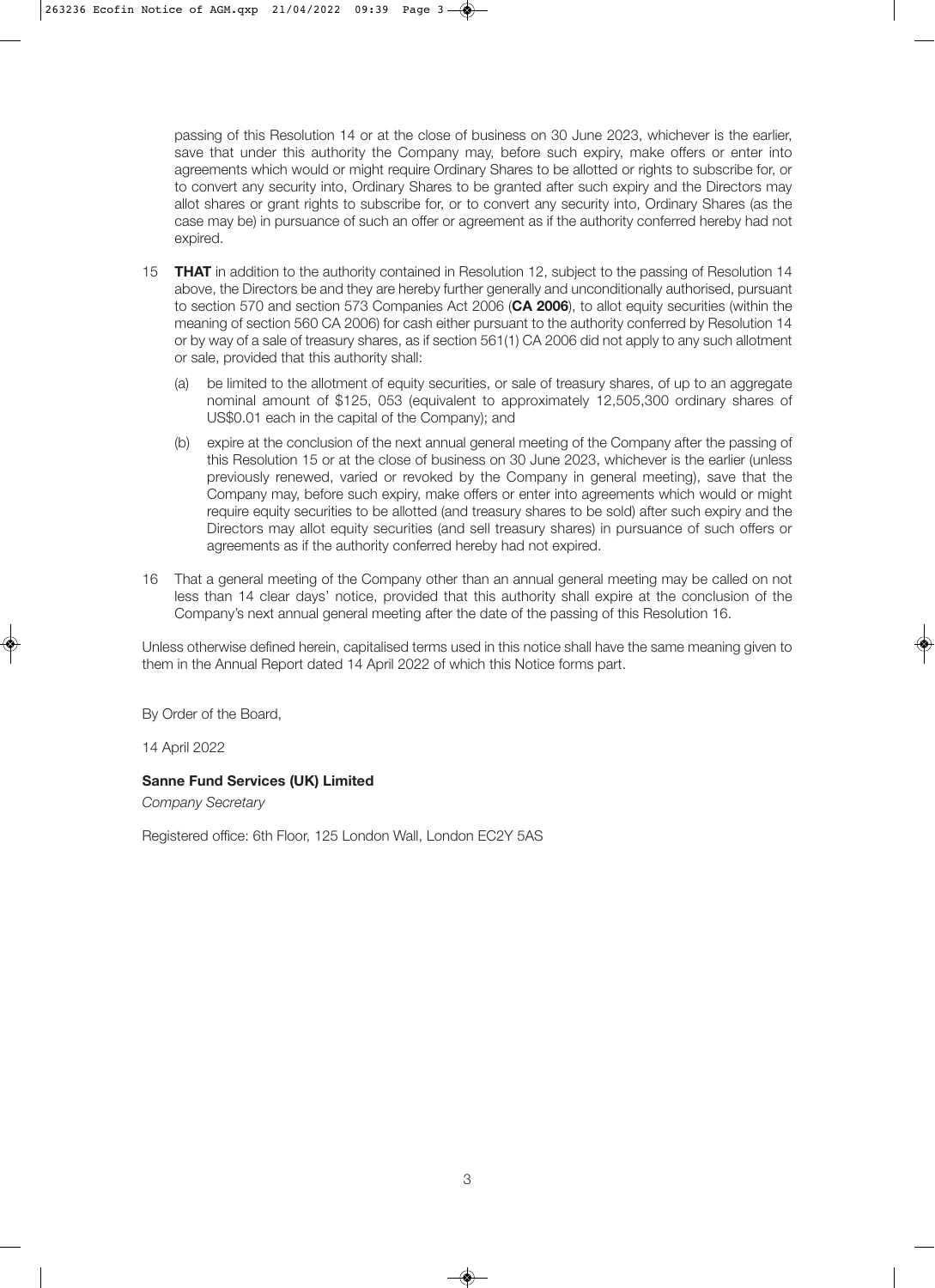passing of this Resolution 14 or at the close of business on 30 June 2023, whichever is the earlier, save that under this authority the Company may, before such expiry, make offers or enter into agreements which would or might require Ordinary Shares to be allotted or rights to subscribe for, or to convert any security into, Ordinary Shares to be granted after such expiry and the Directors may allot shares or grant rights to subscribe for, or to convert any security into, Ordinary Shares (as the case may be) in pursuance of such an offer or agreement as if the authority conferred hereby had not expired.

15 **THAT** in addition to the authority contained in Resolution 12, subject to the passing of Resolution 14 above, the Directors be and they are hereby further generally and unconditionally authorised, pursuant to section 570 and section 573 Companies Act 2006 (**CA 2006**), to allot equity securities (within the meaning of section 560 CA 2006) for cash either pursuant to the authority conferred by Resolution 14 or by way of a sale of treasury shares, as if section 561(1) CA 2006 did not apply to any such allotment or sale, provided that this authority shall:

   (a) be limited to the allotment of equity securities, or sale of treasury shares, of up to an aggregate nominal amount of $125, 053 (equivalent to approximately 12,505,300 ordinary shares of US$0.01 each in the capital of the Company); and

   (b) expire at the conclusion of the next annual general meeting of the Company after the passing of this Resolution 15 or at the close of business on 30 June 2023, whichever is the earlier (unless previously renewed, varied or revoked by the Company in general meeting), save that the Company may, before such expiry, make offers or enter into agreements which would or might require equity securities to be allotted (and treasury shares to be sold) after such expiry and the Directors may allot equity securities (and sell treasury shares) in pursuance of such offers or agreements as if the authority conferred hereby had not expired.

16 That a general meeting of the Company other than an annual general meeting may be called on not less than 14 clear days' notice, provided that this authority shall expire at the conclusion of the Company's next annual general meeting after the date of the passing of this Resolution 16.

Unless otherwise defined herein, capitalised terms used in this notice shall have the same meaning given to them in the Annual Report dated 14 April 2022 of which this Notice forms part.

By Order of the Board,

14 April 2022

**Sanne Fund Services (UK) Limited**

*Company Secretary*

Registered office: 6th Floor, 125 London Wall, London EC2Y 5AS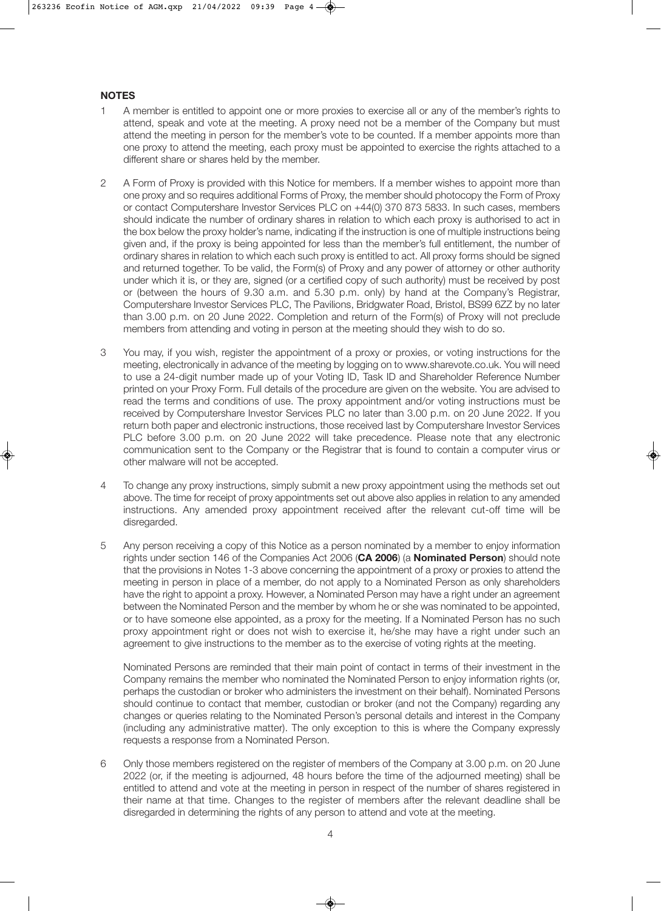**NOTES**

1. A member is entitled to appoint one or more proxies to exercise all or any of the member's rights to attend, speak and vote at the meeting. A proxy need not be a member of the Company but must attend the meeting in person for the member's vote to be counted. If a member appoints more than one proxy to attend the meeting, each proxy must be appointed to exercise the rights attached to a different share or shares held by the member.

2. A Form of Proxy is provided with this Notice for members. If a member wishes to appoint more than one proxy and so requires additional Forms of Proxy, the member should photocopy the Form of Proxy or contact Computershare Investor Services PLC on +44(0) 370 873 5833. In such cases, members should indicate the number of ordinary shares in relation to which each proxy is authorised to act in the box below the proxy holder's name, indicating if the instruction is one of multiple instructions being given and, if the proxy is being appointed for less than the member's full entitlement, the number of ordinary shares in relation to which each such proxy is entitled to act. All proxy forms should be signed and returned together. To be valid, the Form(s) of Proxy and any power of attorney or other authority under which it is, or they are, signed (or a certified copy of such authority) must be received by post or (between the hours of 9.30 a.m. and 5.30 p.m. only) by hand at the Company's Registrar, Computershare Investor Services PLC, The Pavilions, Bridgwater Road, Bristol, BS99 6ZZ by no later than 3.00 p.m. on 20 June 2022. Completion and return of the Form(s) of Proxy will not preclude members from attending and voting in person at the meeting should they wish to do so.

3. You may, if you wish, register the appointment of a proxy or proxies, or voting instructions for the meeting, electronically in advance of the meeting by logging on to www.sharevote.co.uk. You will need to use a 24-digit number made up of your Voting ID, Task ID and Shareholder Reference Number printed on your Proxy Form. Full details of the procedure are given on the website. You are advised to read the terms and conditions of use. The proxy appointment and/or voting instructions must be received by Computershare Investor Services PLC no later than 3.00 p.m. on 20 June 2022. If you return both paper and electronic instructions, those received last by Computershare Investor Services PLC before 3.00 p.m. on 20 June 2022 will take precedence. Please note that any electronic communication sent to the Company or the Registrar that is found to contain a computer virus or other malware will not be accepted.

4. To change any proxy instructions, simply submit a new proxy appointment using the methods set out above. The time for receipt of proxy appointments set out above also applies in relation to any amended instructions. Any amended proxy appointment received after the relevant cut-off time will be disregarded.

5. Any person receiving a copy of this Notice as a person nominated by a member to enjoy information rights under section 146 of the Companies Act 2006 (**CA 2006**) (a **Nominated Person**) should note that the provisions in Notes 1-3 above concerning the appointment of a proxy or proxies to attend the meeting in person in place of a member, do not apply to a Nominated Person as only shareholders have the right to appoint a proxy. However, a Nominated Person may have a right under an agreement between the Nominated Person and the member by whom he or she was nominated to be appointed, or to have someone else appointed, as a proxy for the meeting. If a Nominated Person has no such proxy appointment right or does not wish to exercise it, he/she may have a right under such an agreement to give instructions to the member as to the exercise of voting rights at the meeting.

   Nominated Persons are reminded that their main point of contact in terms of their investment in the Company remains the member who nominated the Nominated Person to enjoy information rights (or, perhaps the custodian or broker who administers the investment on their behalf). Nominated Persons should continue to contact that member, custodian or broker (and not the Company) regarding any changes or queries relating to the Nominated Person's personal details and interest in the Company (including any administrative matter). The only exception to this is where the Company expressly requests a response from a Nominated Person.

6. Only those members registered on the register of members of the Company at 3.00 p.m. on 20 June 2022 (or, if the meeting is adjourned, 48 hours before the time of the adjourned meeting) shall be entitled to attend and vote at the meeting in person in respect of the number of shares registered in their name at that time. Changes to the register of members after the relevant deadline shall be disregarded in determining the rights of any person to attend and vote at the meeting.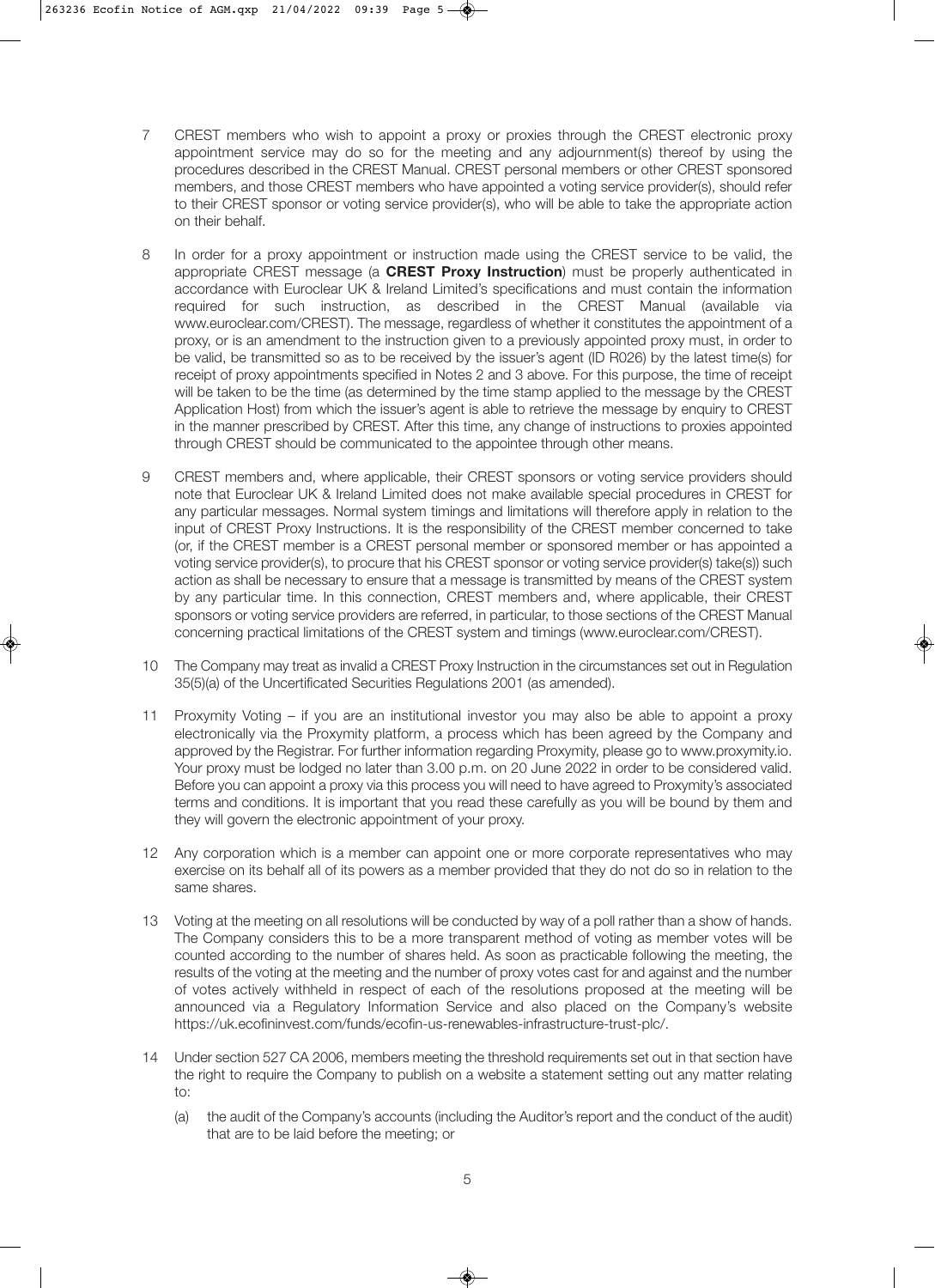7 CREST members who wish to appoint a proxy or proxies through the CREST electronic proxy appointment service may do so for the meeting and any adjournment(s) thereof by using the procedures described in the CREST Manual. CREST personal members or other CREST sponsored members, and those CREST members who have appointed a voting service provider(s), should refer to their CREST sponsor or voting service provider(s), who will be able to take the appropriate action on their behalf.

8 In order for a proxy appointment or instruction made using the CREST service to be valid, the appropriate CREST message (a **CREST Proxy Instruction**) must be properly authenticated in accordance with Euroclear UK & Ireland Limited's specifications and must contain the information required for such instruction, as described in the CREST Manual (available via www.euroclear.com/CREST). The message, regardless of whether it constitutes the appointment of a proxy, or is an amendment to the instruction given to a previously appointed proxy must, in order to be valid, be transmitted so as to be received by the issuer's agent (ID R026) by the latest time(s) for receipt of proxy appointments specified in Notes 2 and 3 above. For this purpose, the time of receipt will be taken to be the time (as determined by the time stamp applied to the message by the CREST Application Host) from which the issuer's agent is able to retrieve the message by enquiry to CREST in the manner prescribed by CREST. After this time, any change of instructions to proxies appointed through CREST should be communicated to the appointee through other means.

9 CREST members and, where applicable, their CREST sponsors or voting service providers should note that Euroclear UK & Ireland Limited does not make available special procedures in CREST for any particular messages. Normal system timings and limitations will therefore apply in relation to the input of CREST Proxy Instructions. It is the responsibility of the CREST member concerned to take (or, if the CREST member is a CREST personal member or sponsored member or has appointed a voting service provider(s), to procure that his CREST sponsor or voting service provider(s) take(s)) such action as shall be necessary to ensure that a message is transmitted by means of the CREST system by any particular time. In this connection, CREST members and, where applicable, their CREST sponsors or voting service providers are referred, in particular, to those sections of the CREST Manual concerning practical limitations of the CREST system and timings (www.euroclear.com/CREST).

10 The Company may treat as invalid a CREST Proxy Instruction in the circumstances set out in Regulation 35(5)(a) of the Uncertificated Securities Regulations 2001 (as amended).

11 Proxymity Voting – if you are an institutional investor you may also be able to appoint a proxy electronically via the Proxymity platform, a process which has been agreed by the Company and approved by the Registrar. For further information regarding Proxymity, please go to www.proxymity.io. Your proxy must be lodged no later than 3.00 p.m. on 20 June 2022 in order to be considered valid. Before you can appoint a proxy via this process you will need to have agreed to Proxymity's associated terms and conditions. It is important that you read these carefully as you will be bound by them and they will govern the electronic appointment of your proxy.

12 Any corporation which is a member can appoint one or more corporate representatives who may exercise on its behalf all of its powers as a member provided that they do not do so in relation to the same shares.

13 Voting at the meeting on all resolutions will be conducted by way of a poll rather than a show of hands. The Company considers this to be a more transparent method of voting as member votes will be counted according to the number of shares held. As soon as practicable following the meeting, the results of the voting at the meeting and the number of proxy votes cast for and against and the number of votes actively withheld in respect of each of the resolutions proposed at the meeting will be announced via a Regulatory Information Service and also placed on the Company's website https://uk.ecofininvest.com/funds/ecofin-us-renewables-infrastructure-trust-plc/.

14 Under section 527 CA 2006, members meeting the threshold requirements set out in that section have the right to require the Company to publish on a website a statement setting out any matter relating to:

(a) the audit of the Company's accounts (including the Auditor's report and the conduct of the audit) that are to be laid before the meeting; or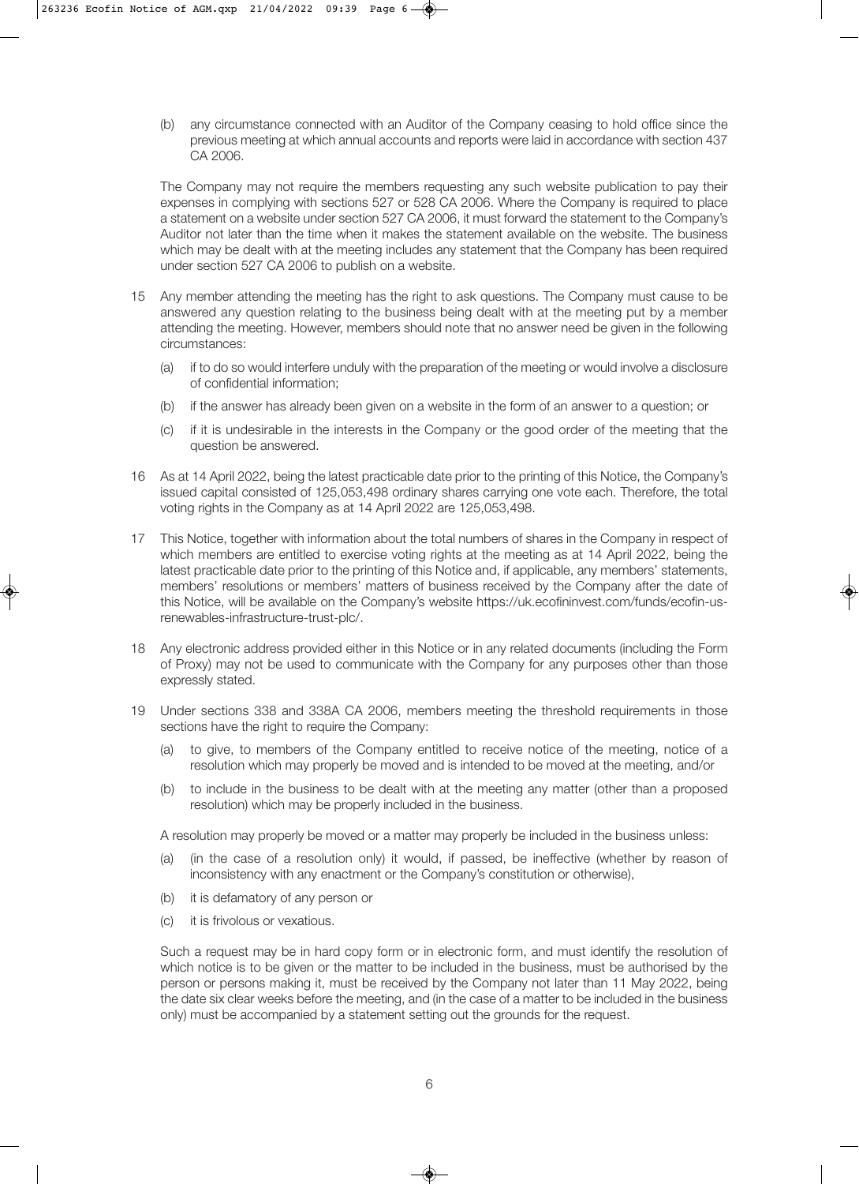(b) any circumstance connected with an Auditor of the Company ceasing to hold office since the previous meeting at which annual accounts and reports were laid in accordance with section 437 CA 2006.

The Company may not require the members requesting any such website publication to pay their expenses in complying with sections 527 or 528 CA 2006. Where the Company is required to place a statement on a website under section 527 CA 2006, it must forward the statement to the Company's Auditor not later than the time when it makes the statement available on the website. The business which may be dealt with at the meeting includes any statement that the Company has been required under section 527 CA 2006 to publish on a website.

15 Any member attending the meeting has the right to ask questions. The Company must cause to be answered any question relating to the business being dealt with at the meeting put by a member attending the meeting. However, members should note that no answer need be given in the following circumstances:

(a) if to do so would interfere unduly with the preparation of the meeting or would involve a disclosure of confidential information;

(b) if the answer has already been given on a website in the form of an answer to a question; or

(c) if it is undesirable in the interests in the Company or the good order of the meeting that the question be answered.

16 As at 14 April 2022, being the latest practicable date prior to the printing of this Notice, the Company's issued capital consisted of 125,053,498 ordinary shares carrying one vote each. Therefore, the total voting rights in the Company as at 14 April 2022 are 125,053,498.

17 This Notice, together with information about the total numbers of shares in the Company in respect of which members are entitled to exercise voting rights at the meeting as at 14 April 2022, being the latest practicable date prior to the printing of this Notice and, if applicable, any members' statements, members' resolutions or members' matters of business received by the Company after the date of this Notice, will be available on the Company's website https://uk.ecofininvest.com/funds/ecofin-us-renewables-infrastructure-trust-plc/.

18 Any electronic address provided either in this Notice or in any related documents (including the Form of Proxy) may not be used to communicate with the Company for any purposes other than those expressly stated.

19 Under sections 338 and 338A CA 2006, members meeting the threshold requirements in those sections have the right to require the Company:

(a) to give, to members of the Company entitled to receive notice of the meeting, notice of a resolution which may properly be moved and is intended to be moved at the meeting, and/or

(b) to include in the business to be dealt with at the meeting any matter (other than a proposed resolution) which may be properly included in the business.

A resolution may properly be moved or a matter may properly be included in the business unless:

(a) (in the case of a resolution only) it would, if passed, be ineffective (whether by reason of inconsistency with any enactment or the Company's constitution or otherwise),

(b) it is defamatory of any person or

(c) it is frivolous or vexatious.

Such a request may be in hard copy form or in electronic form, and must identify the resolution of which notice is to be given or the matter to be included in the business, must be authorised by the person or persons making it, must be received by the Company not later than 11 May 2022, being the date six clear weeks before the meeting, and (in the case of a matter to be included in the business only) must be accompanied by a statement setting out the grounds for the request.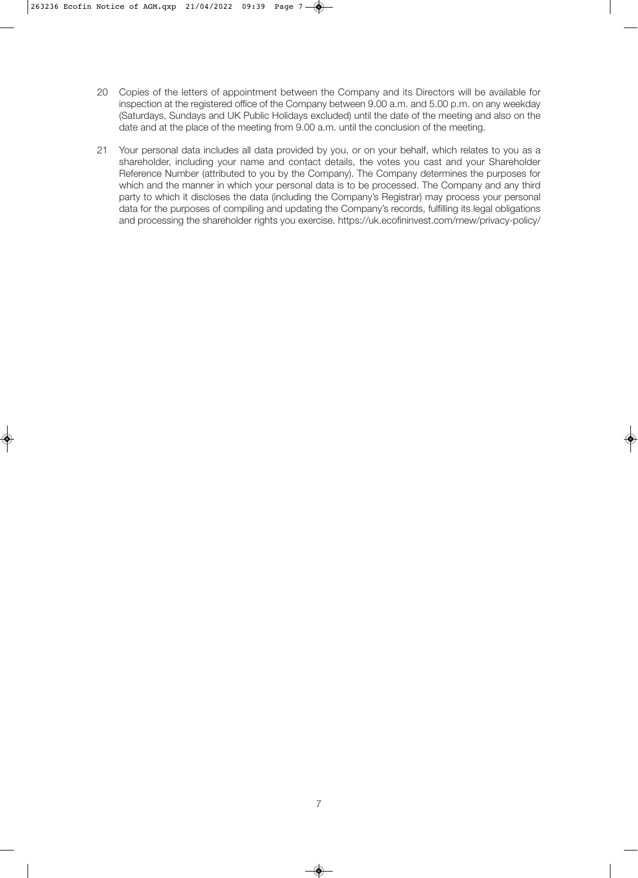20 Copies of the letters of appointment between the Company and its Directors will be available for inspection at the registered office of the Company between 9.00 a.m. and 5.00 p.m. on any weekday (Saturdays, Sundays and UK Public Holidays excluded) until the date of the meeting and also on the date and at the place of the meeting from 9.00 a.m. until the conclusion of the meeting.

21 Your personal data includes all data provided by you, or on your behalf, which relates to you as a shareholder, including your name and contact details, the votes you cast and your Shareholder Reference Number (attributed to you by the Company). The Company determines the purposes for which and the manner in which your personal data is to be processed. The Company and any third party to which it discloses the data (including the Company's Registrar) may process your personal data for the purposes of compiling and updating the Company's records, fulfilling its legal obligations and processing the shareholder rights you exercise. https://uk.ecofininvest.com/rnew/privacy-policy/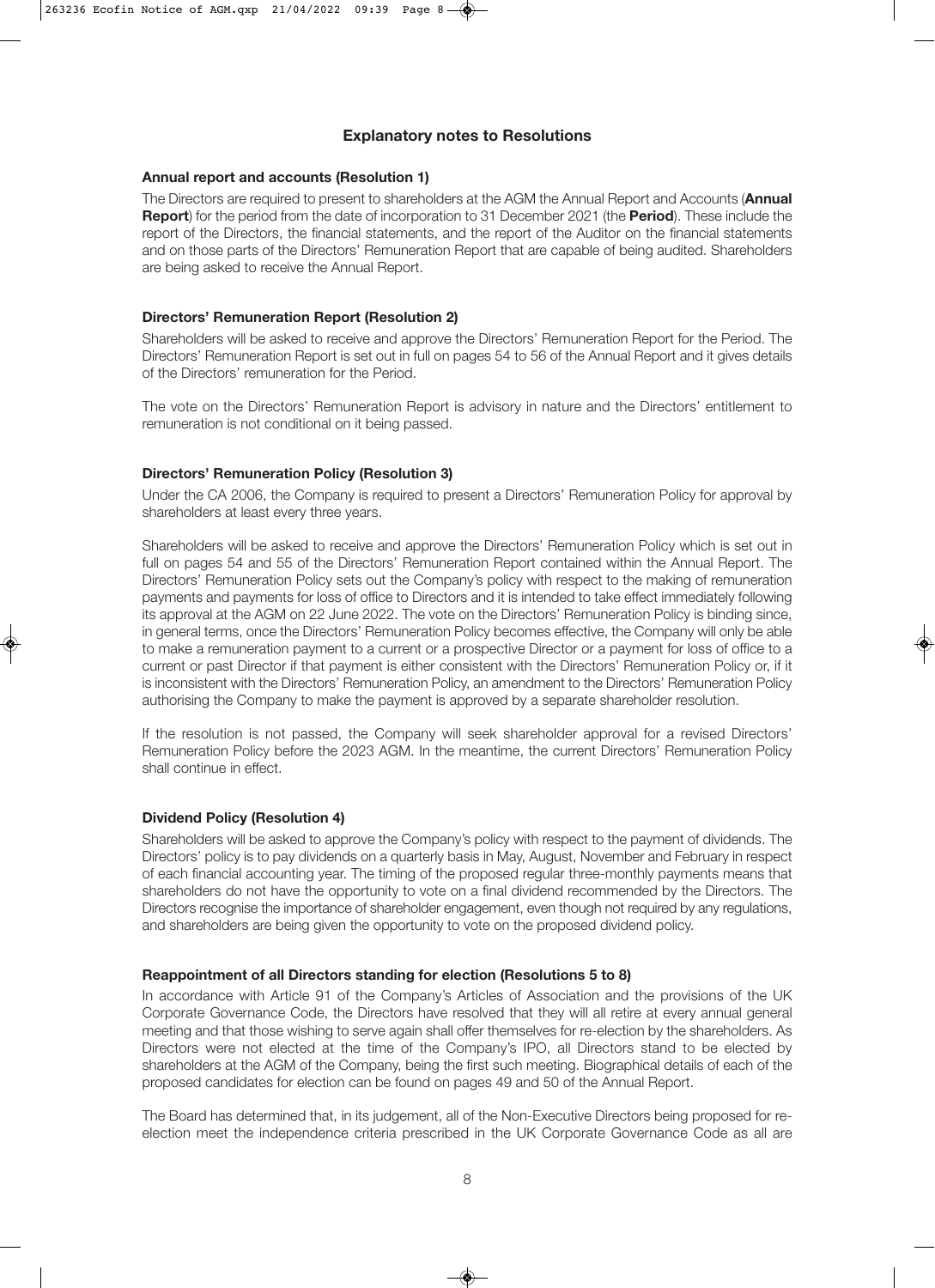## Explanatory notes to Resolutions

### Annual report and accounts (Resolution 1)

The Directors are required to present to shareholders at the AGM the Annual Report and Accounts (**Annual Report**) for the period from the date of incorporation to 31 December 2021 (the **Period**). These include the report of the Directors, the financial statements, and the report of the Auditor on the financial statements and on those parts of the Directors' Remuneration Report that are capable of being audited. Shareholders are being asked to receive the Annual Report.

### Directors' Remuneration Report (Resolution 2)

Shareholders will be asked to receive and approve the Directors' Remuneration Report for the Period. The Directors' Remuneration Report is set out in full on pages 54 to 56 of the Annual Report and it gives details of the Directors' remuneration for the Period.

The vote on the Directors' Remuneration Report is advisory in nature and the Directors' entitlement to remuneration is not conditional on it being passed.

### Directors' Remuneration Policy (Resolution 3)

Under the CA 2006, the Company is required to present a Directors' Remuneration Policy for approval by shareholders at least every three years.

Shareholders will be asked to receive and approve the Directors' Remuneration Policy which is set out in full on pages 54 and 55 of the Directors' Remuneration Report contained within the Annual Report. The Directors' Remuneration Policy sets out the Company's policy with respect to the making of remuneration payments and payments for loss of office to Directors and it is intended to take effect immediately following its approval at the AGM on 22 June 2022. The vote on the Directors' Remuneration Policy is binding since, in general terms, once the Directors' Remuneration Policy becomes effective, the Company will only be able to make a remuneration payment to a current or a prospective Director or a payment for loss of office to a current or past Director if that payment is either consistent with the Directors' Remuneration Policy or, if it is inconsistent with the Directors' Remuneration Policy, an amendment to the Directors' Remuneration Policy authorising the Company to make the payment is approved by a separate shareholder resolution.

If the resolution is not passed, the Company will seek shareholder approval for a revised Directors' Remuneration Policy before the 2023 AGM. In the meantime, the current Directors' Remuneration Policy shall continue in effect.

### Dividend Policy (Resolution 4)

Shareholders will be asked to approve the Company's policy with respect to the payment of dividends. The Directors' policy is to pay dividends on a quarterly basis in May, August, November and February in respect of each financial accounting year. The timing of the proposed regular three-monthly payments means that shareholders do not have the opportunity to vote on a final dividend recommended by the Directors. The Directors recognise the importance of shareholder engagement, even though not required by any regulations, and shareholders are being given the opportunity to vote on the proposed dividend policy.

### Reappointment of all Directors standing for election (Resolutions 5 to 8)

In accordance with Article 91 of the Company's Articles of Association and the provisions of the UK Corporate Governance Code, the Directors have resolved that they will all retire at every annual general meeting and that those wishing to serve again shall offer themselves for re-election by the shareholders. As Directors were not elected at the time of the Company's IPO, all Directors stand to be elected by shareholders at the AGM of the Company, being the first such meeting. Biographical details of each of the proposed candidates for election can be found on pages 49 and 50 of the Annual Report.

The Board has determined that, in its judgement, all of the Non-Executive Directors being proposed for re-election meet the independence criteria prescribed in the UK Corporate Governance Code as all are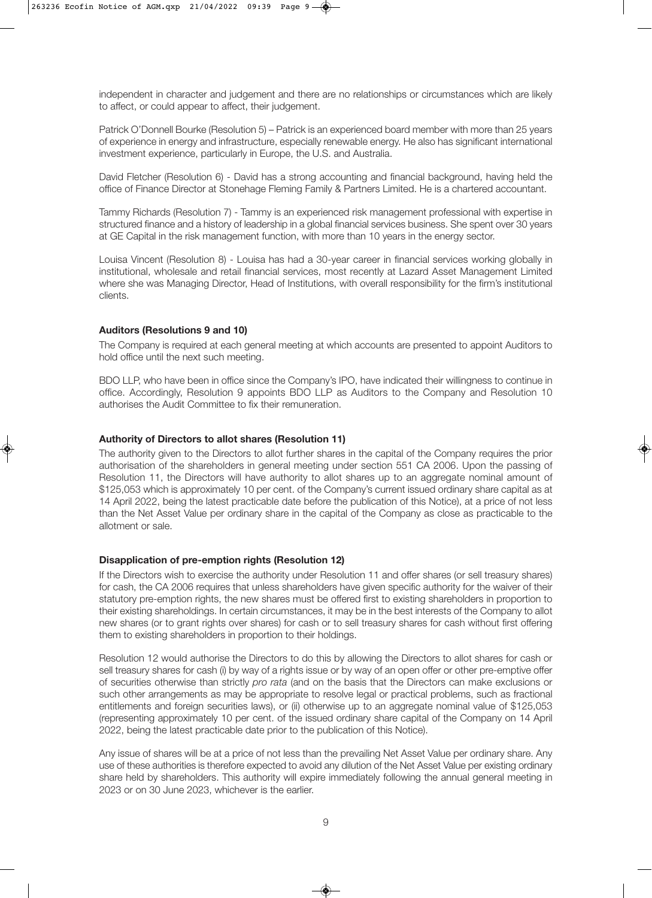independent in character and judgement and there are no relationships or circumstances which are likely to affect, or could appear to affect, their judgement.

Patrick O'Donnell Bourke (Resolution 5) – Patrick is an experienced board member with more than 25 years of experience in energy and infrastructure, especially renewable energy. He also has significant international investment experience, particularly in Europe, the U.S. and Australia.

David Fletcher (Resolution 6) - David has a strong accounting and financial background, having held the office of Finance Director at Stonehage Fleming Family & Partners Limited. He is a chartered accountant.

Tammy Richards (Resolution 7) - Tammy is an experienced risk management professional with expertise in structured finance and a history of leadership in a global financial services business. She spent over 30 years at GE Capital in the risk management function, with more than 10 years in the energy sector.

Louisa Vincent (Resolution 8) - Louisa has had a 30-year career in financial services working globally in institutional, wholesale and retail financial services, most recently at Lazard Asset Management Limited where she was Managing Director, Head of Institutions, with overall responsibility for the firm's institutional clients.

**Auditors (Resolutions 9 and 10)**

The Company is required at each general meeting at which accounts are presented to appoint Auditors to hold office until the next such meeting.

BDO LLP, who have been in office since the Company's IPO, have indicated their willingness to continue in office. Accordingly, Resolution 9 appoints BDO LLP as Auditors to the Company and Resolution 10 authorises the Audit Committee to fix their remuneration.

**Authority of Directors to allot shares (Resolution 11)**

The authority given to the Directors to allot further shares in the capital of the Company requires the prior authorisation of the shareholders in general meeting under section 551 CA 2006. Upon the passing of Resolution 11, the Directors will have authority to allot shares up to an aggregate nominal amount of $125,053 which is approximately 10 per cent. of the Company's current issued ordinary share capital as at 14 April 2022, being the latest practicable date before the publication of this Notice), at a price of not less than the Net Asset Value per ordinary share in the capital of the Company as close as practicable to the allotment or sale.

**Disapplication of pre-emption rights (Resolution 12)**

If the Directors wish to exercise the authority under Resolution 11 and offer shares (or sell treasury shares) for cash, the CA 2006 requires that unless shareholders have given specific authority for the waiver of their statutory pre-emption rights, the new shares must be offered first to existing shareholders in proportion to their existing shareholdings. In certain circumstances, it may be in the best interests of the Company to allot new shares (or to grant rights over shares) for cash or to sell treasury shares for cash without first offering them to existing shareholders in proportion to their holdings.

Resolution 12 would authorise the Directors to do this by allowing the Directors to allot shares for cash or sell treasury shares for cash (i) by way of a rights issue or by way of an open offer or other pre-emptive offer of securities otherwise than strictly *pro rata* (and on the basis that the Directors can make exclusions or such other arrangements as may be appropriate to resolve legal or practical problems, such as fractional entitlements and foreign securities laws), or (ii) otherwise up to an aggregate nominal value of $125,053 (representing approximately 10 per cent. of the issued ordinary share capital of the Company on 14 April 2022, being the latest practicable date prior to the publication of this Notice).

Any issue of shares will be at a price of not less than the prevailing Net Asset Value per ordinary share. Any use of these authorities is therefore expected to avoid any dilution of the Net Asset Value per existing ordinary share held by shareholders. This authority will expire immediately following the annual general meeting in 2023 or on 30 June 2023, whichever is the earlier.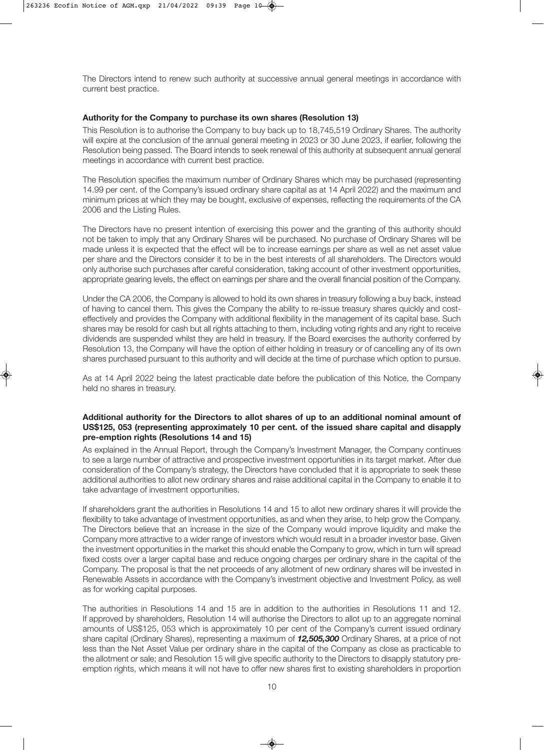The Directors intend to renew such authority at successive annual general meetings in accordance with current best practice.

**Authority for the Company to purchase its own shares (Resolution 13)**

This Resolution is to authorise the Company to buy back up to 18,745,519 Ordinary Shares. The authority will expire at the conclusion of the annual general meeting in 2023 or 30 June 2023, if earlier, following the Resolution being passed. The Board intends to seek renewal of this authority at subsequent annual general meetings in accordance with current best practice.

The Resolution specifies the maximum number of Ordinary Shares which may be purchased (representing 14.99 per cent. of the Company's issued ordinary share capital as at 14 April 2022) and the maximum and minimum prices at which they may be bought, exclusive of expenses, reflecting the requirements of the CA 2006 and the Listing Rules.

The Directors have no present intention of exercising this power and the granting of this authority should not be taken to imply that any Ordinary Shares will be purchased. No purchase of Ordinary Shares will be made unless it is expected that the effect will be to increase earnings per share as well as net asset value per share and the Directors consider it to be in the best interests of all shareholders. The Directors would only authorise such purchases after careful consideration, taking account of other investment opportunities, appropriate gearing levels, the effect on earnings per share and the overall financial position of the Company.

Under the CA 2006, the Company is allowed to hold its own shares in treasury following a buy back, instead of having to cancel them. This gives the Company the ability to re-issue treasury shares quickly and cost-effectively and provides the Company with additional flexibility in the management of its capital base. Such shares may be resold for cash but all rights attaching to them, including voting rights and any right to receive dividends are suspended whilst they are held in treasury. If the Board exercises the authority conferred by Resolution 13, the Company will have the option of either holding in treasury or of cancelling any of its own shares purchased pursuant to this authority and will decide at the time of purchase which option to pursue.

As at 14 April 2022 being the latest practicable date before the publication of this Notice, the Company held no shares in treasury.

**Additional authority for the Directors to allot shares of up to an additional nominal amount of US$125, 053 (representing approximately 10 per cent. of the issued share capital and disapply pre-emption rights (Resolutions 14 and 15)**

As explained in the Annual Report, through the Company's Investment Manager, the Company continues to see a large number of attractive and prospective investment opportunities in its target market. After due consideration of the Company's strategy, the Directors have concluded that it is appropriate to seek these additional authorities to allot new ordinary shares and raise additional capital in the Company to enable it to take advantage of investment opportunities.

If shareholders grant the authorities in Resolutions 14 and 15 to allot new ordinary shares it will provide the flexibility to take advantage of investment opportunities, as and when they arise, to help grow the Company. The Directors believe that an increase in the size of the Company would improve liquidity and make the Company more attractive to a wider range of investors which would result in a broader investor base. Given the investment opportunities in the market this should enable the Company to grow, which in turn will spread fixed costs over a larger capital base and reduce ongoing charges per ordinary share in the capital of the Company. The proposal is that the net proceeds of any allotment of new ordinary shares will be invested in Renewable Assets in accordance with the Company's investment objective and Investment Policy, as well as for working capital purposes.

The authorities in Resolutions 14 and 15 are in addition to the authorities in Resolutions 11 and 12. If approved by shareholders, Resolution 14 will authorise the Directors to allot up to an aggregate nominal amounts of US$125, 053 which is approximately 10 per cent of the Company's current issued ordinary share capital (Ordinary Shares), representing a maximum of ***12,505,300*** Ordinary Shares, at a price of not less than the Net Asset Value per ordinary share in the capital of the Company as close as practicable to the allotment or sale; and Resolution 15 will give specific authority to the Directors to disapply statutory pre-emption rights, which means it will not have to offer new shares first to existing shareholders in proportion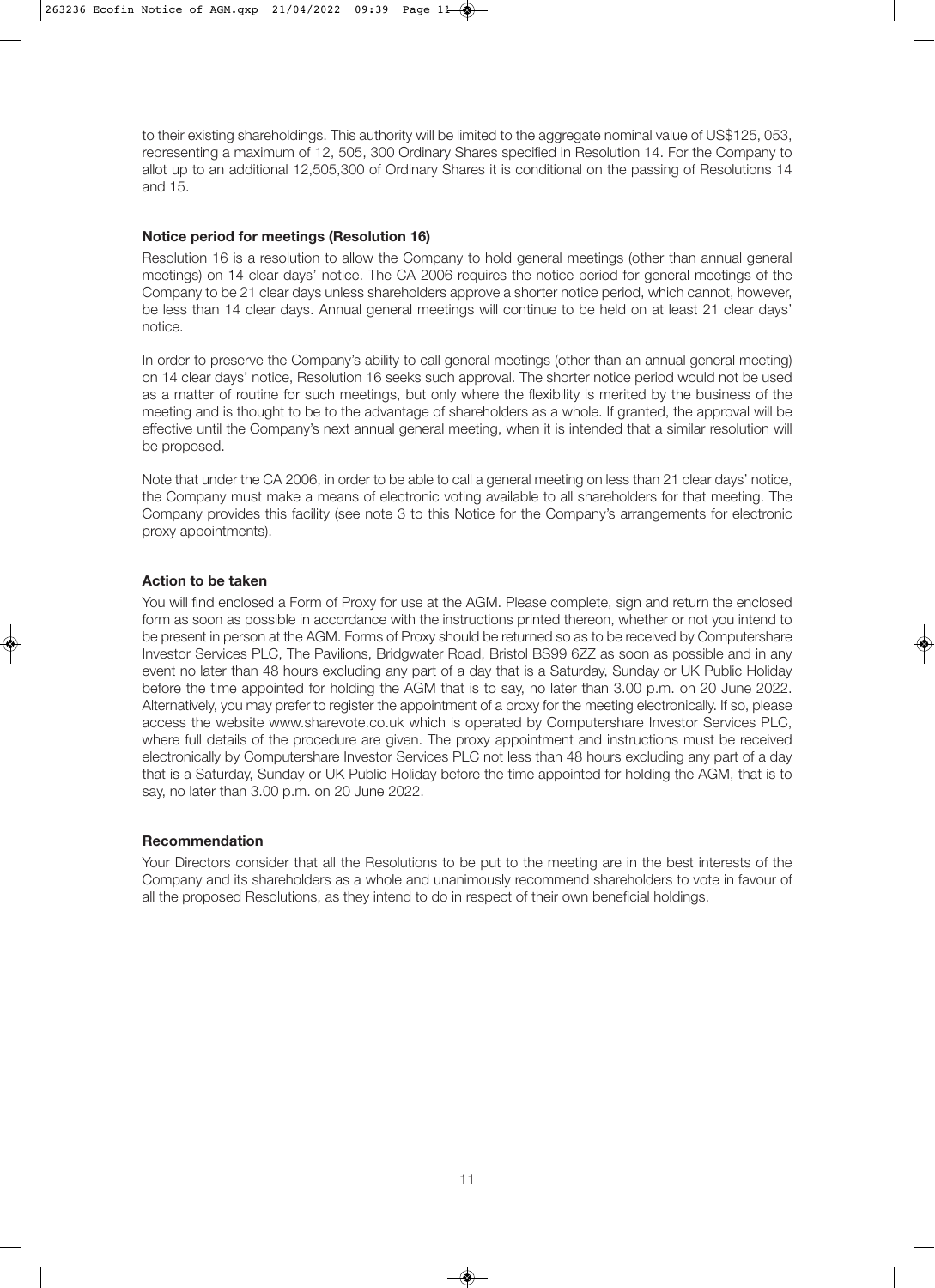to their existing shareholdings. This authority will be limited to the aggregate nominal value of US$125, 053, representing a maximum of 12, 505, 300 Ordinary Shares specified in Resolution 14. For the Company to allot up to an additional 12,505,300 of Ordinary Shares it is conditional on the passing of Resolutions 14 and 15.

### Notice period for meetings (Resolution 16)

Resolution 16 is a resolution to allow the Company to hold general meetings (other than annual general meetings) on 14 clear days' notice. The CA 2006 requires the notice period for general meetings of the Company to be 21 clear days unless shareholders approve a shorter notice period, which cannot, however, be less than 14 clear days. Annual general meetings will continue to be held on at least 21 clear days' notice.

In order to preserve the Company's ability to call general meetings (other than an annual general meeting) on 14 clear days' notice, Resolution 16 seeks such approval. The shorter notice period would not be used as a matter of routine for such meetings, but only where the flexibility is merited by the business of the meeting and is thought to be to the advantage of shareholders as a whole. If granted, the approval will be effective until the Company's next annual general meeting, when it is intended that a similar resolution will be proposed.

Note that under the CA 2006, in order to be able to call a general meeting on less than 21 clear days' notice, the Company must make a means of electronic voting available to all shareholders for that meeting. The Company provides this facility (see note 3 to this Notice for the Company's arrangements for electronic proxy appointments).

### Action to be taken

You will find enclosed a Form of Proxy for use at the AGM. Please complete, sign and return the enclosed form as soon as possible in accordance with the instructions printed thereon, whether or not you intend to be present in person at the AGM. Forms of Proxy should be returned so as to be received by Computershare Investor Services PLC, The Pavilions, Bridgwater Road, Bristol BS99 6ZZ as soon as possible and in any event no later than 48 hours excluding any part of a day that is a Saturday, Sunday or UK Public Holiday before the time appointed for holding the AGM that is to say, no later than 3.00 p.m. on 20 June 2022. Alternatively, you may prefer to register the appointment of a proxy for the meeting electronically. If so, please access the website www.sharevote.co.uk which is operated by Computershare Investor Services PLC, where full details of the procedure are given. The proxy appointment and instructions must be received electronically by Computershare Investor Services PLC not less than 48 hours excluding any part of a day that is a Saturday, Sunday or UK Public Holiday before the time appointed for holding the AGM, that is to say, no later than 3.00 p.m. on 20 June 2022.

### Recommendation

Your Directors consider that all the Resolutions to be put to the meeting are in the best interests of the Company and its shareholders as a whole and unanimously recommend shareholders to vote in favour of all the proposed Resolutions, as they intend to do in respect of their own beneficial holdings.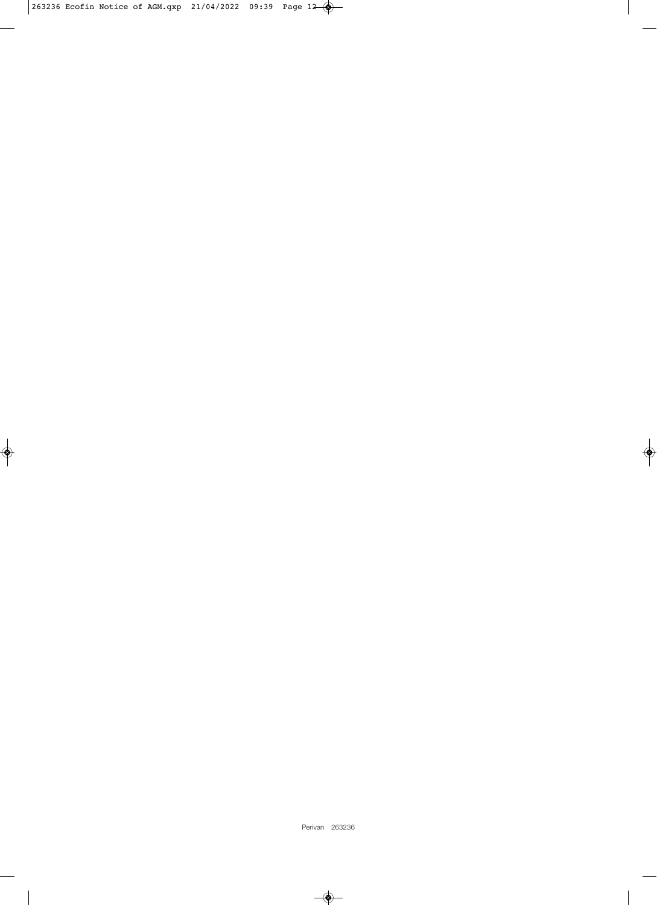Perivan 263236